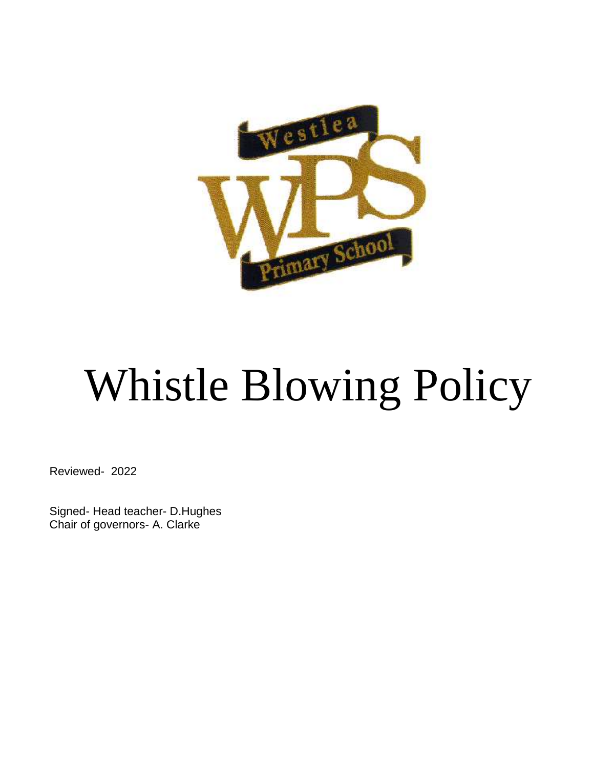# Whistle Blowing Policy

Reviewed- 2022

Signed- Head teacher- D.Hughes
Chair of governors- A. Clarke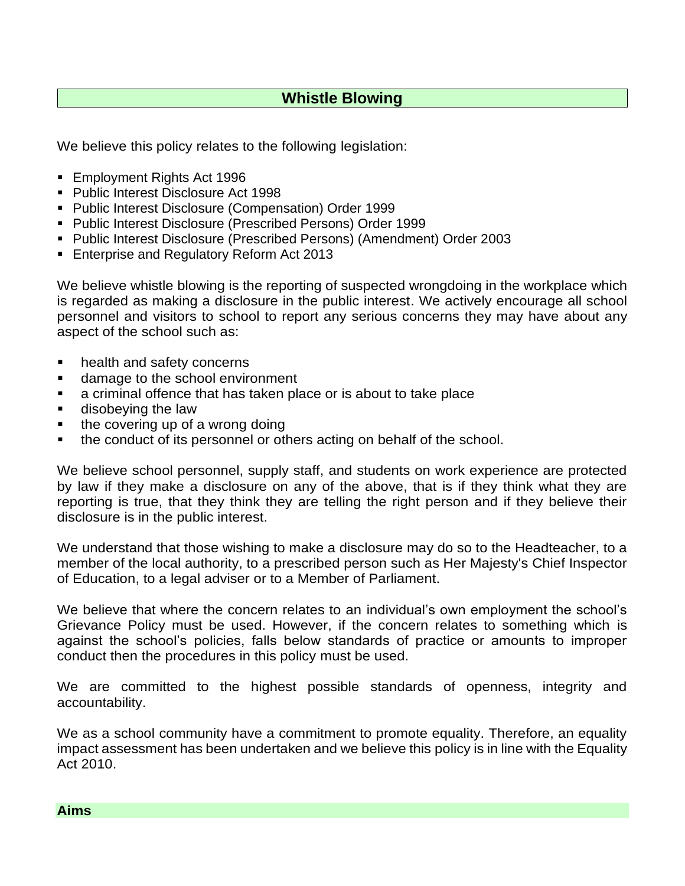# Whistle Blowing

We believe this policy relates to the following legislation:

- Employment Rights Act 1996
- Public Interest Disclosure Act 1998
- Public Interest Disclosure (Compensation) Order 1999
- Public Interest Disclosure (Prescribed Persons) Order 1999
- Public Interest Disclosure (Prescribed Persons) (Amendment) Order 2003
- Enterprise and Regulatory Reform Act 2013

We believe whistle blowing is the reporting of suspected wrongdoing in the workplace which is regarded as making a disclosure in the public interest. We actively encourage all school personnel and visitors to school to report any serious concerns they may have about any aspect of the school such as:

- health and safety concerns
- damage to the school environment
- a criminal offence that has taken place or is about to take place
- disobeying the law
- the covering up of a wrong doing
- the conduct of its personnel or others acting on behalf of the school.

We believe school personnel, supply staff, and students on work experience are protected by law if they make a disclosure on any of the above, that is if they think what they are reporting is true, that they think they are telling the right person and if they believe their disclosure is in the public interest.

We understand that those wishing to make a disclosure may do so to the Headteacher, to a member of the local authority, to a prescribed person such as Her Majesty's Chief Inspector of Education, to a legal adviser or to a Member of Parliament.

We believe that where the concern relates to an individual's own employment the school's Grievance Policy must be used. However, if the concern relates to something which is against the school's policies, falls below standards of practice or amounts to improper conduct then the procedures in this policy must be used.

We are committed to the highest possible standards of openness, integrity and accountability.

We as a school community have a commitment to promote equality. Therefore, an equality impact assessment has been undertaken and we believe this policy is in line with the Equality Act 2010.

## Aims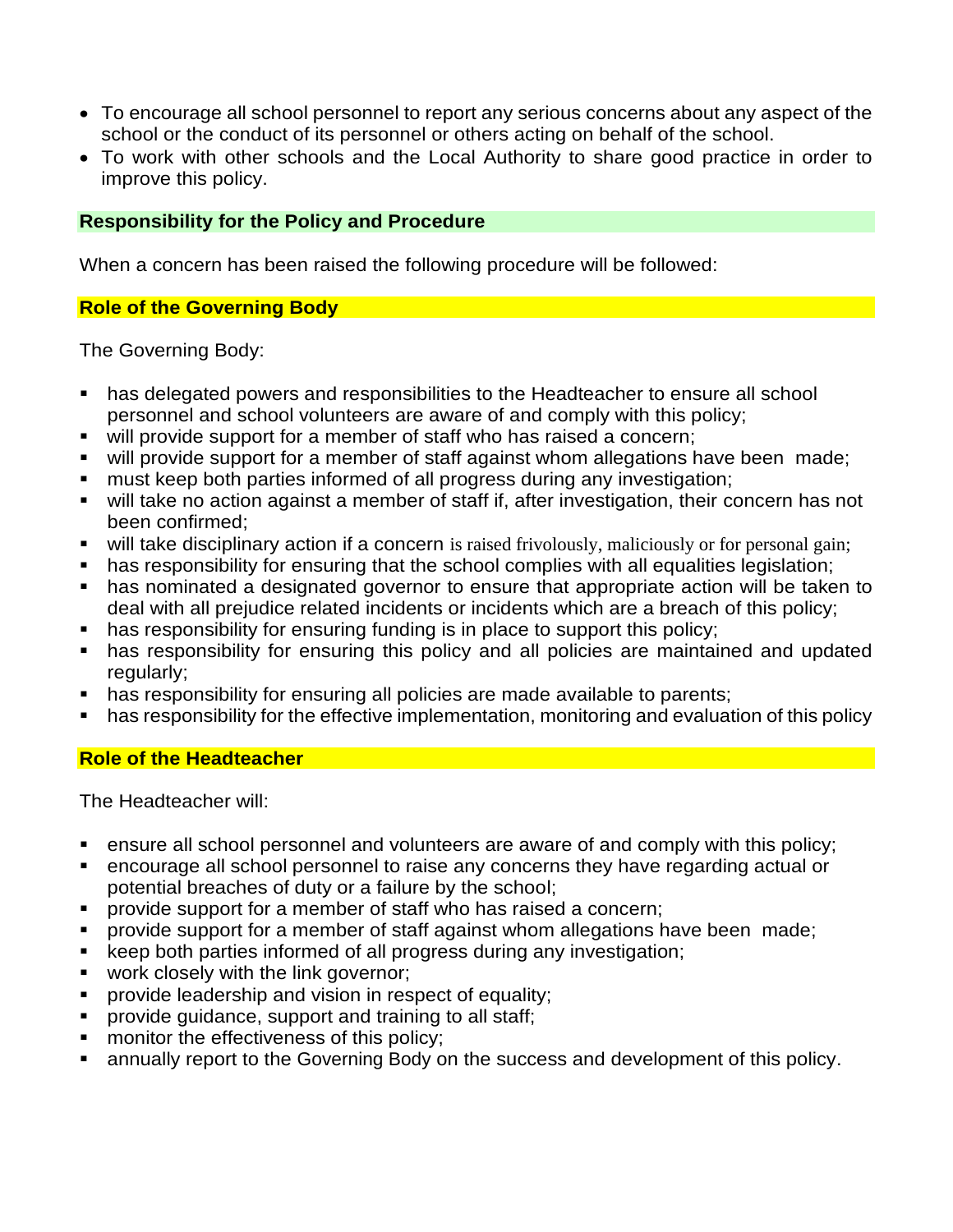- To encourage all school personnel to report any serious concerns about any aspect of the school or the conduct of its personnel or others acting on behalf of the school.
- To work with other schools and the Local Authority to share good practice in order to improve this policy.

## Responsibility for the Policy and Procedure

When a concern has been raised the following procedure will be followed:

## Role of the Governing Body

The Governing Body:

- has delegated powers and responsibilities to the Headteacher to ensure all school personnel and school volunteers are aware of and comply with this policy;
- will provide support for a member of staff who has raised a concern;
- will provide support for a member of staff against whom allegations have been made;
- must keep both parties informed of all progress during any investigation;
- will take no action against a member of staff if, after investigation, their concern has not been confirmed;
- will take disciplinary action if a concern is raised frivolously, maliciously or for personal gain;
- has responsibility for ensuring that the school complies with all equalities legislation;
- has nominated a designated governor to ensure that appropriate action will be taken to deal with all prejudice related incidents or incidents which are a breach of this policy;
- has responsibility for ensuring funding is in place to support this policy;
- has responsibility for ensuring this policy and all policies are maintained and updated regularly;
- has responsibility for ensuring all policies are made available to parents;
- has responsibility for the effective implementation, monitoring and evaluation of this policy

## Role of the Headteacher

The Headteacher will:

- ensure all school personnel and volunteers are aware of and comply with this policy;
- encourage all school personnel to raise any concerns they have regarding actual or potential breaches of duty or a failure by the school;
- provide support for a member of staff who has raised a concern;
- provide support for a member of staff against whom allegations have been made;
- keep both parties informed of all progress during any investigation;
- work closely with the link governor;
- provide leadership and vision in respect of equality;
- provide guidance, support and training to all staff;
- monitor the effectiveness of this policy;
- annually report to the Governing Body on the success and development of this policy.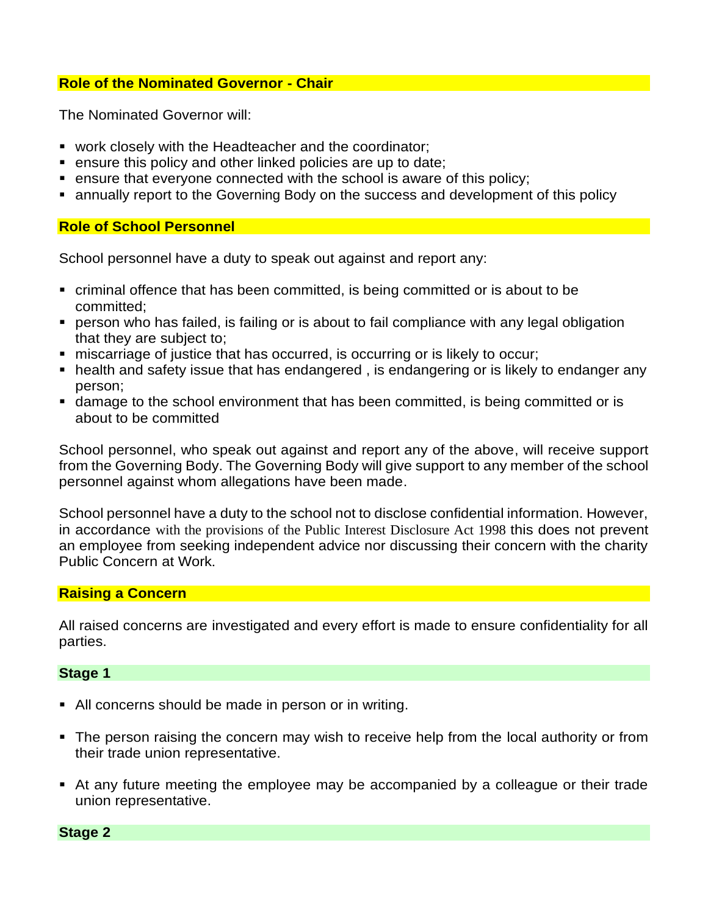## Role of the Nominated Governor - Chair

The Nominated Governor will:

- work closely with the Headteacher and the coordinator;
- ensure this policy and other linked policies are up to date;
- ensure that everyone connected with the school is aware of this policy;
- annually report to the Governing Body on the success and development of this policy

## Role of School Personnel

School personnel have a duty to speak out against and report any:

- criminal offence that has been committed, is being committed or is about to be committed;
- person who has failed, is failing or is about to fail compliance with any legal obligation that they are subject to;
- miscarriage of justice that has occurred, is occurring or is likely to occur;
- health and safety issue that has endangered , is endangering or is likely to endanger any person;
- damage to the school environment that has been committed, is being committed or is about to be committed

School personnel, who speak out against and report any of the above, will receive support from the Governing Body. The Governing Body will give support to any member of the school personnel against whom allegations have been made.

School personnel have a duty to the school not to disclose confidential information. However, in accordance with the provisions of the Public Interest Disclosure Act 1998 this does not prevent an employee from seeking independent advice nor discussing their concern with the charity Public Concern at Work.

## Raising a Concern

All raised concerns are investigated and every effort is made to ensure confidentiality for all parties.

### Stage 1

- All concerns should be made in person or in writing.

- The person raising the concern may wish to receive help from the local authority or from their trade union representative.

- At any future meeting the employee may be accompanied by a colleague or their trade union representative.

### Stage 2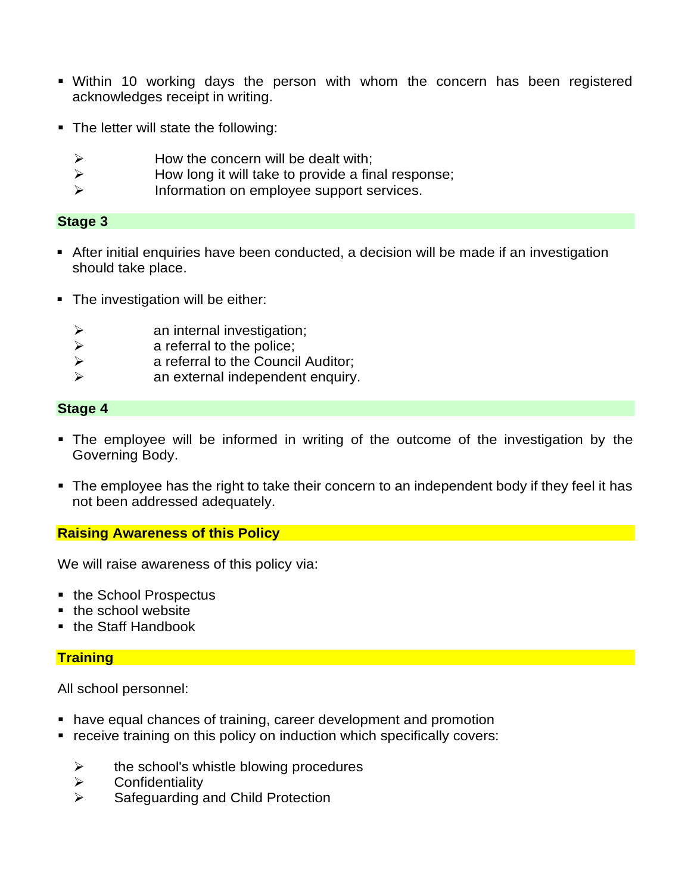- Within 10 working days the person with whom the concern has been registered acknowledges receipt in writing.

- The letter will state the following:

  - How the concern will be dealt with;
  - How long it will take to provide a final response;
  - Information on employee support services.

### Stage 3

- After initial enquiries have been conducted, a decision will be made if an investigation should take place.

- The investigation will be either:

  - an internal investigation;
  - a referral to the police;
  - a referral to the Council Auditor;
  - an external independent enquiry.

### Stage 4

- The employee will be informed in writing of the outcome of the investigation by the Governing Body.

- The employee has the right to take their concern to an independent body if they feel it has not been addressed adequately.

## Raising Awareness of this Policy

We will raise awareness of this policy via:

- the School Prospectus
- the school website
- the Staff Handbook

## Training

All school personnel:

- have equal chances of training, career development and promotion
- receive training on this policy on induction which specifically covers:

  - the school's whistle blowing procedures
  - Confidentiality
  - Safeguarding and Child Protection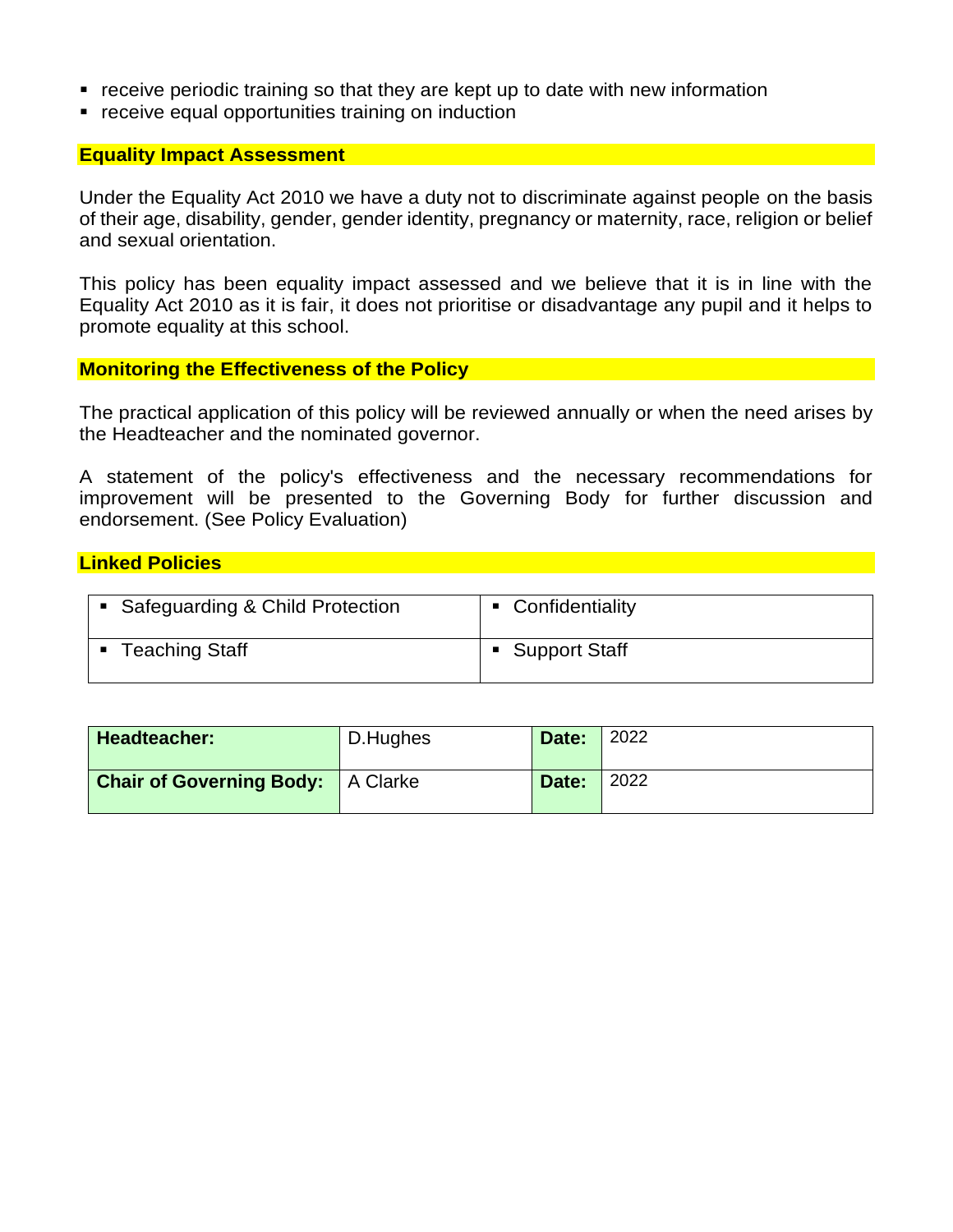- receive periodic training so that they are kept up to date with new information
- receive equal opportunities training on induction

## Equality Impact Assessment

Under the Equality Act 2010 we have a duty not to discriminate against people on the basis of their age, disability, gender, gender identity, pregnancy or maternity, race, religion or belief and sexual orientation.

This policy has been equality impact assessed and we believe that it is in line with the Equality Act 2010 as it is fair, it does not prioritise or disadvantage any pupil and it helps to promote equality at this school.

## Monitoring the Effectiveness of the Policy

The practical application of this policy will be reviewed annually or when the need arises by the Headteacher and the nominated governor.

A statement of the policy's effectiveness and the necessary recommendations for improvement will be presented to the Governing Body for further discussion and endorsement. (See Policy Evaluation)

## Linked Policies

| | |
|---|---|
| ▪ Safeguarding & Child Protection | ▪ Confidentiality |
| ▪ Teaching Staff | ▪ Support Staff |

| | | | |
|---|---|---|---|
| **Headteacher:** | D.Hughes | **Date:** | 2022 |
| **Chair of Governing Body:** | A Clarke | **Date:** | 2022 |